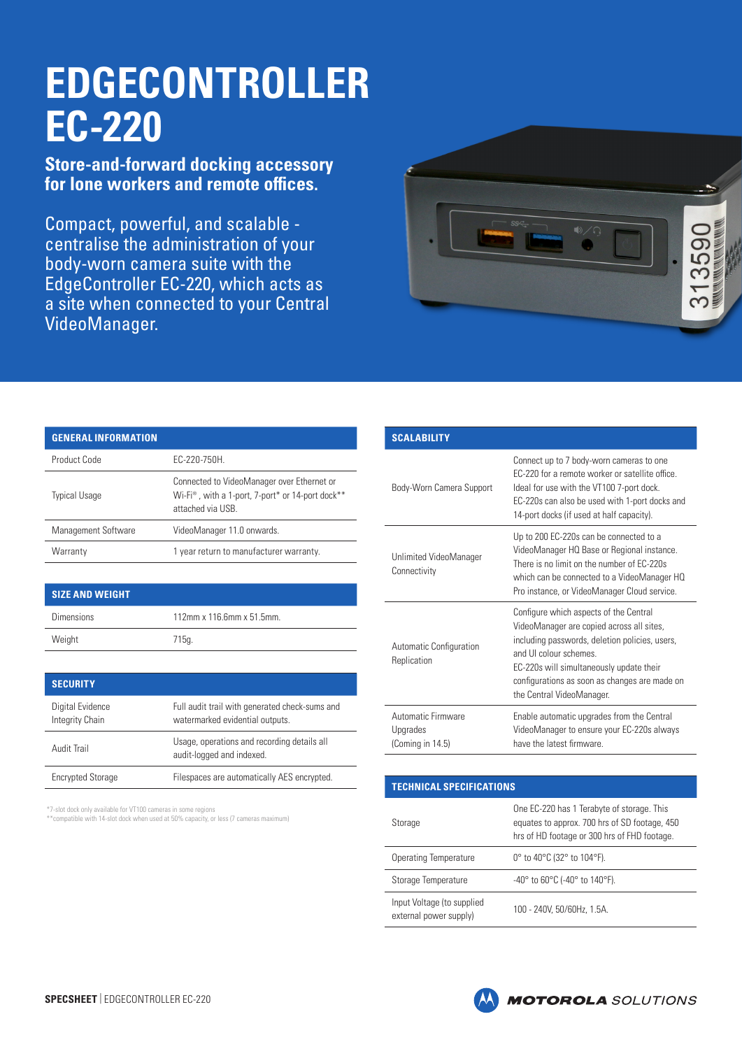# EDGECONTROLLER EC-220

**Store-and-forward docking accessory for lone workers and remote offices.**

Compact, powerful, and scalable - centralise the administration of your body-worn camera suite with the EdgeController EC-220, which acts as a site when connected to your Central VideoManager.

| GENERAL INFORMATION | |
|---|---|
| Product Code | EC-220-750H. |
| Typical Usage | Connected to VideoManager over Ethernet or Wi-Fi®, with a 1-port, 7-port* or 14-port dock** attached via USB. |
| Management Software | VideoManager 11.0 onwards. |
| Warranty | 1 year return to manufacturer warranty. |

| SIZE AND WEIGHT | |
|---|---|
| Dimensions | 112mm x 116.6mm x 51.5mm. |
| Weight | 715g. |

| SECURITY | |
|---|---|
| Digital Evidence Integrity Chain | Full audit trail with generated check-sums and watermarked evidential outputs. |
| Audit Trail | Usage, operations and recording details all audit-logged and indexed. |
| Encrypted Storage | Filespaces are automatically AES encrypted. |

*7-slot dock only available for VT100 cameras in some regions
**compatible with 14-slot dock when used at 50% capacity, or less (7 cameras maximum)

| SCALABILITY | |
|---|---|
| Body-Worn Camera Support | Connect up to 7 body-worn cameras to one EC-220 for a remote worker or satellite office. Ideal for use with the VT100 7-port dock. EC-220s can also be used with 1-port docks and 14-port docks (if used at half capacity). |
| Unlimited VideoManager Connectivity | Up to 200 EC-220s can be connected to a VideoManager HQ Base or Regional instance. There is no limit on the number of EC-220s which can be connected to a VideoManager HQ Pro instance, or VideoManager Cloud service. |
| Automatic Configuration Replication | Configure which aspects of the Central VideoManager are copied across all sites, including passwords, deletion policies, users, and UI colour schemes. EC-220s will simultaneously update their configurations as soon as changes are made on the Central VideoManager. |
| Automatic Firmware Upgrades (Coming in 14.5) | Enable automatic upgrades from the Central VideoManager to ensure your EC-220s always have the latest firmware. |

| TECHNICAL SPECIFICATIONS | |
|---|---|
| Storage | One EC-220 has 1 Terabyte of storage. This equates to approx. 700 hrs of SD footage, 450 hrs of HD footage or 300 hrs of FHD footage. |
| Operating Temperature | 0° to 40°C (32° to 104°F). |
| Storage Temperature | -40° to 60°C (-40° to 140°F). |
| Input Voltage (to supplied external power supply) | 100 - 240V, 50/60Hz, 1.5A. |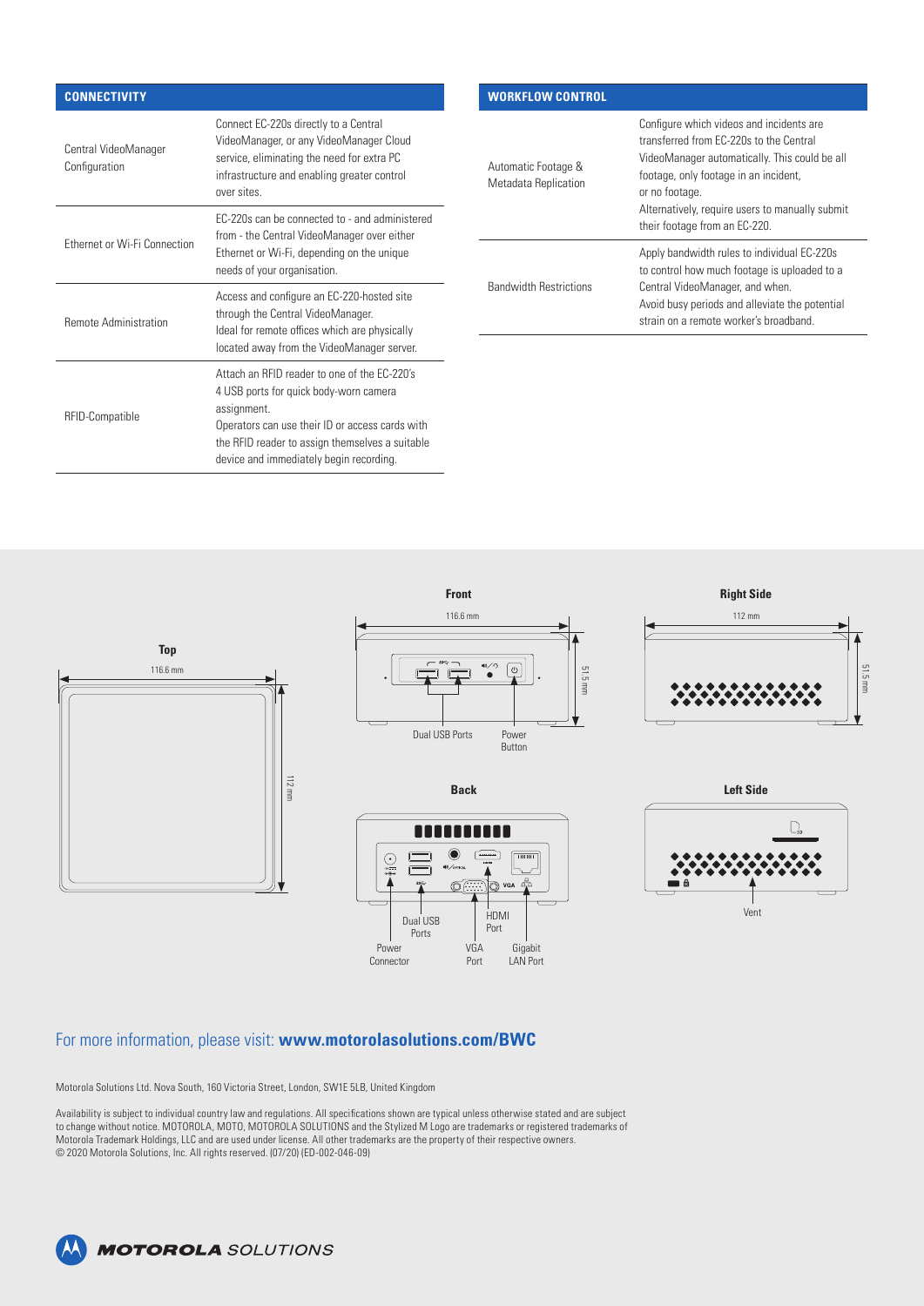## CONNECTIVITY

| | |
|---|---|
| Central VideoManager Configuration | Connect EC-220s directly to a Central VideoManager, or any VideoManager Cloud service, eliminating the need for extra PC infrastructure and enabling greater control over sites. |
| Ethernet or Wi-Fi Connection | EC-220s can be connected to - and administered from - the Central VideoManager over either Ethernet or Wi-Fi, depending on the unique needs of your organisation. |
| Remote Administration | Access and configure an EC-220-hosted site through the Central VideoManager. Ideal for remote offices which are physically located away from the VideoManager server. |
| RFID-Compatible | Attach an RFID reader to one of the EC-220's 4 USB ports for quick body-worn camera assignment. Operators can use their ID or access cards with the RFID reader to assign themselves a suitable device and immediately begin recording. |

## WORKFLOW CONTROL

| | |
|---|---|
| Automatic Footage & Metadata Replication | Configure which videos and incidents are transferred from EC-220s to the Central VideoManager automatically. This could be all footage, only footage in an incident, or no footage. Alternatively, require users to manually submit their footage from an EC-220. |
| Bandwidth Restrictions | Apply bandwidth rules to individual EC-220s to control how much footage is uploaded to a Central VideoManager, and when. Avoid busy periods and alleviate the potential strain on a remote worker's broadband. |

Top
116.6 mm
112 mm

Front
116.6 mm
51.5 mm
Dual USB Ports
Power Button

Right Side
112 mm
51.5 mm

Back
Dual USB Ports
Power Connector
VGA Port
HDMI Port
Gigabit LAN Port

Left Side
Vent

For more information, please visit: **www.motorolasolutions.com/BWC**

Motorola Solutions Ltd. Nova South, 160 Victoria Street, London, SW1E 5LB, United Kingdom

Availability is subject to individual country law and regulations. All specifications shown are typical unless otherwise stated and are subject to change without notice. MOTOROLA, MOTO, MOTOROLA SOLUTIONS and the Stylized M Logo are trademarks or registered trademarks of Motorola Trademark Holdings, LLC and are used under license. All other trademarks are the property of their respective owners.
© 2020 Motorola Solutions, Inc. All rights reserved. (07/20) (ED-002-046-09)

MOTOROLA SOLUTIONS